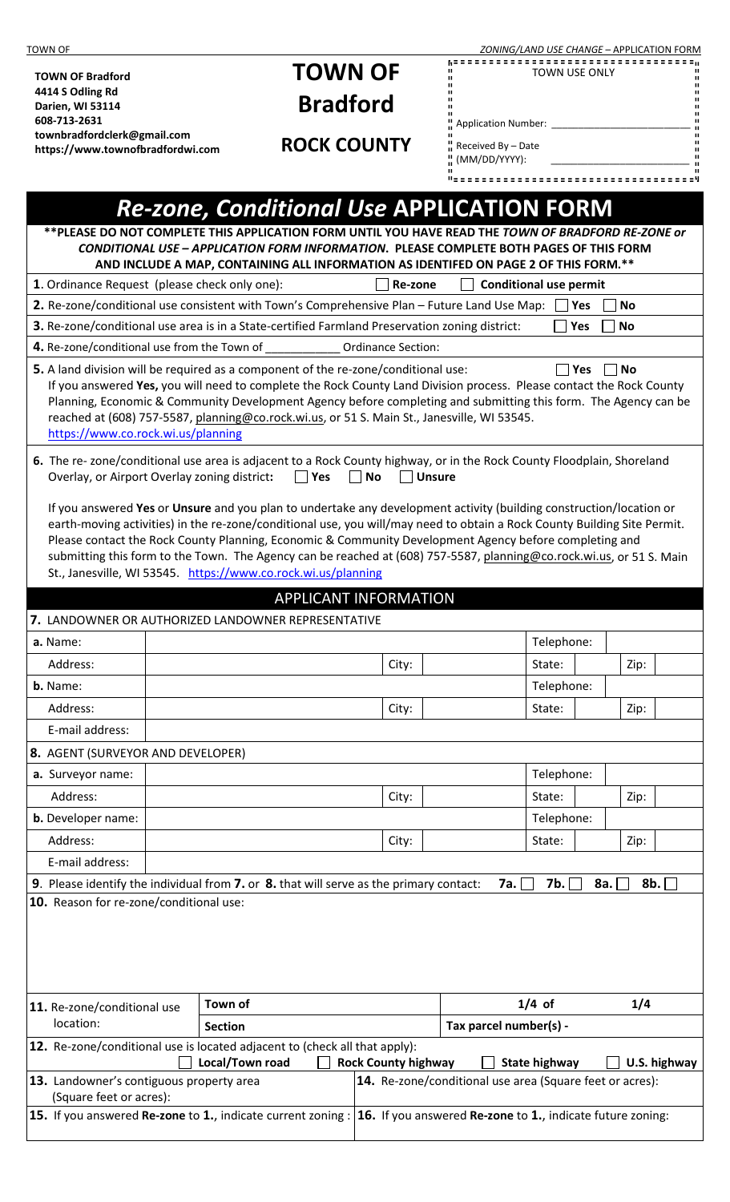**TOWN OF Bradford**
**4414 S Odling Rd**
**Darien, WI 53114**
**608-713-2631**
**townbradfordclerk@gmail.com**
**https://www.townofbradfordwi.com**

# TOWN OF Bradford

## ROCK COUNTY

| TOWN USE ONLY | |
|---|---|
| Application Number: | ____________________ |
| Received By – Date (MM/DD/YYYY): | ____________________ |

# *Re-zone, Conditional Use* APPLICATION FORM

**\*\*PLEASE DO NOT COMPLETE THIS APPLICATION FORM UNTIL YOU HAVE READ THE *TOWN OF BRADFORD RE-ZONE or CONDITIONAL USE – APPLICATION FORM INFORMATION*. PLEASE COMPLETE BOTH PAGES OF THIS FORM AND INCLUDE A MAP, CONTAINING ALL INFORMATION AS IDENTIFED ON PAGE 2 OF THIS FORM.\*\***

**1**. Ordinance Request (please check only one): ☐ **Re-zone** ☐ **Conditional use permit**

**2.** Re-zone/conditional use consistent with Town's Comprehensive Plan – Future Land Use Map: ☐ **Yes** ☐ **No**

**3.** Re-zone/conditional use area is in a State-certified Farmland Preservation zoning district: ☐ **Yes** ☐ **No**

**4.** Re-zone/conditional use from the Town of ___________ Ordinance Section:

**5.** A land division will be required as a component of the re-zone/conditional use: ☐ **Yes** ☐ **No**
If you answered **Yes,** you will need to complete the Rock County Land Division process. Please contact the Rock County Planning, Economic & Community Development Agency before completing and submitting this form. The Agency can be reached at (608) 757-5587, planning@co.rock.wi.us, or 51 S. Main St., Janesville, WI 53545. https://www.co.rock.wi.us/planning

**6.** The re- zone/conditional use area is adjacent to a Rock County highway, or in the Rock County Floodplain, Shoreland Overlay, or Airport Overlay zoning district**:** ☐ **Yes** ☐ **No** ☐ **Unsure**

If you answered **Yes** or **Unsure** and you plan to undertake any development activity (building construction/location or earth-moving activities) in the re-zone/conditional use, you will/may need to obtain a Rock County Building Site Permit. Please contact the Rock County Planning, Economic & Community Development Agency before completing and submitting this form to the Town. The Agency can be reached at (608) 757-5587, planning@co.rock.wi.us, or 51 S. Main St., Janesville, WI 53545. https://www.co.rock.wi.us/planning

## APPLICANT INFORMATION

**7.** LANDOWNER OR AUTHORIZED LANDOWNER REPRESENTATIVE

| | | | | Telephone: | | | |
|---|---|---|---|---|---|---|---|
| **a.** Name: | | | | Telephone: | | | |
| Address: | | City: | | State: | | Zip: | |
| **b.** Name: | | | | Telephone: | | | |
| Address: | | City: | | State: | | Zip: | |
| E-mail address: | | | | | | | |

**8.** AGENT (SURVEYOR AND DEVELOPER)

| | | | | | | | |
|---|---|---|---|---|---|---|---|
| **a.** Surveyor name: | | | | Telephone: | | | |
| Address: | | City: | | State: | | Zip: | |
| **b.** Developer name: | | | | Telephone: | | | |
| Address: | | City: | | State: | | Zip: | |
| E-mail address: | | | | | | | |

**9**. Please identify the individual from **7.** or **8.** that will serve as the primary contact: **7a.** ☐ **7b.** ☐ **8a.** ☐ **8b.** ☐

**10.** Reason for re-zone/conditional use:

| **11.** Re-zone/conditional use location: | **Town of** | | **1/4 of** | **1/4** |
|---|---|---|---|---|
| | **Section** | | **Tax parcel number(s) -** | |

**12.** Re-zone/conditional use is located adjacent to (check all that apply):
☐ **Local/Town road** ☐ **Rock County highway** ☐ **State highway** ☐ **U.S. highway**

| **13.** Landowner's contiguous property area (Square feet or acres): | **14.** Re-zone/conditional use area (Square feet or acres): |
|---|---|
| **15.** If you answered **Re-zone** to **1.**, indicate current zoning : | **16.** If you answered **Re-zone** to **1.**, indicate future zoning: |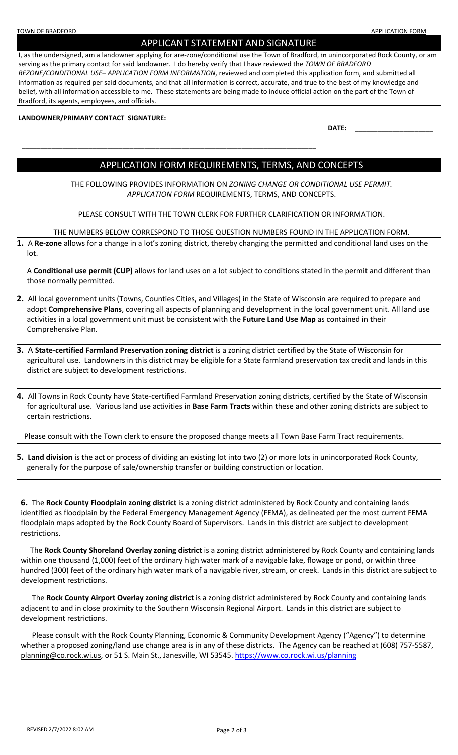## APPLICANT STATEMENT AND SIGNATURE

I, as the undersigned, am a landowner applying for are-zone/conditional use the Town of Bradford, in unincorporated Rock County, or am serving as the primary contact for said landowner. I do hereby verify that I have reviewed the *TOWN OF BRADFORD REZONE/CONDITIONAL USE– APPLICATION FORM INFORMATION*, reviewed and completed this application form, and submitted all information as required per said documents, and that all information is correct, accurate, and true to the best of my knowledge and belief, with all information accessible to me. These statements are being made to induce official action on the part of the Town of Bradford, its agents, employees, and officials.

**LANDOWNER/PRIMARY CONTACT SIGNATURE:** ______________________________

**DATE:** ____________________

## APPLICATION FORM REQUIREMENTS, TERMS, AND CONCEPTS

THE FOLLOWING PROVIDES INFORMATION ON *ZONING CHANGE OR CONDITIONAL USE PERMIT. APPLICATION FORM* REQUIREMENTS, TERMS, AND CONCEPTS.

PLEASE CONSULT WITH THE TOWN CLERK FOR FURTHER CLARIFICATION OR INFORMATION.

THE NUMBERS BELOW CORRESPOND TO THOSE QUESTION NUMBERS FOUND IN THE APPLICATION FORM.

**1.** A **Re-zone** allows for a change in a lot's zoning district, thereby changing the permitted and conditional land uses on the lot.

A **Conditional use permit (CUP)** allows for land uses on a lot subject to conditions stated in the permit and different than those normally permitted.

**2.** All local government units (Towns, Counties Cities, and Villages) in the State of Wisconsin are required to prepare and adopt **Comprehensive Plans**, covering all aspects of planning and development in the local government unit. All land use activities in a local government unit must be consistent with the **Future Land Use Map** as contained in their Comprehensive Plan.

**3.** A **State-certified Farmland Preservation zoning district** is a zoning district certified by the State of Wisconsin for agricultural use. Landowners in this district may be eligible for a State farmland preservation tax credit and lands in this district are subject to development restrictions.

**4.** All Towns in Rock County have State-certified Farmland Preservation zoning districts, certified by the State of Wisconsin for agricultural use. Various land use activities in **Base Farm Tracts** within these and other zoning districts are subject to certain restrictions.

Please consult with the Town clerk to ensure the proposed change meets all Town Base Farm Tract requirements.

**5.** **Land division** is the act or process of dividing an existing lot into two (2) or more lots in unincorporated Rock County, generally for the purpose of sale/ownership transfer or building construction or location.

**6.** The **Rock County Floodplain zoning district** is a zoning district administered by Rock County and containing lands identified as floodplain by the Federal Emergency Management Agency (FEMA), as delineated per the most current FEMA floodplain maps adopted by the Rock County Board of Supervisors. Lands in this district are subject to development restrictions.

The **Rock County Shoreland Overlay zoning district** is a zoning district administered by Rock County and containing lands within one thousand (1,000) feet of the ordinary high water mark of a navigable lake, flowage or pond, or within three hundred (300) feet of the ordinary high water mark of a navigable river, stream, or creek. Lands in this district are subject to development restrictions.

The **Rock County Airport Overlay zoning district** is a zoning district administered by Rock County and containing lands adjacent to and in close proximity to the Southern Wisconsin Regional Airport. Lands in this district are subject to development restrictions.

Please consult with the Rock County Planning, Economic & Community Development Agency ("Agency") to determine whether a proposed zoning/land use change area is in any of these districts. The Agency can be reached at (608) 757-5587, planning@co.rock.wi.us, or 51 S. Main St., Janesville, WI 53545. https://www.co.rock.wi.us/planning

REVISED 2/7/2022 8:02 AM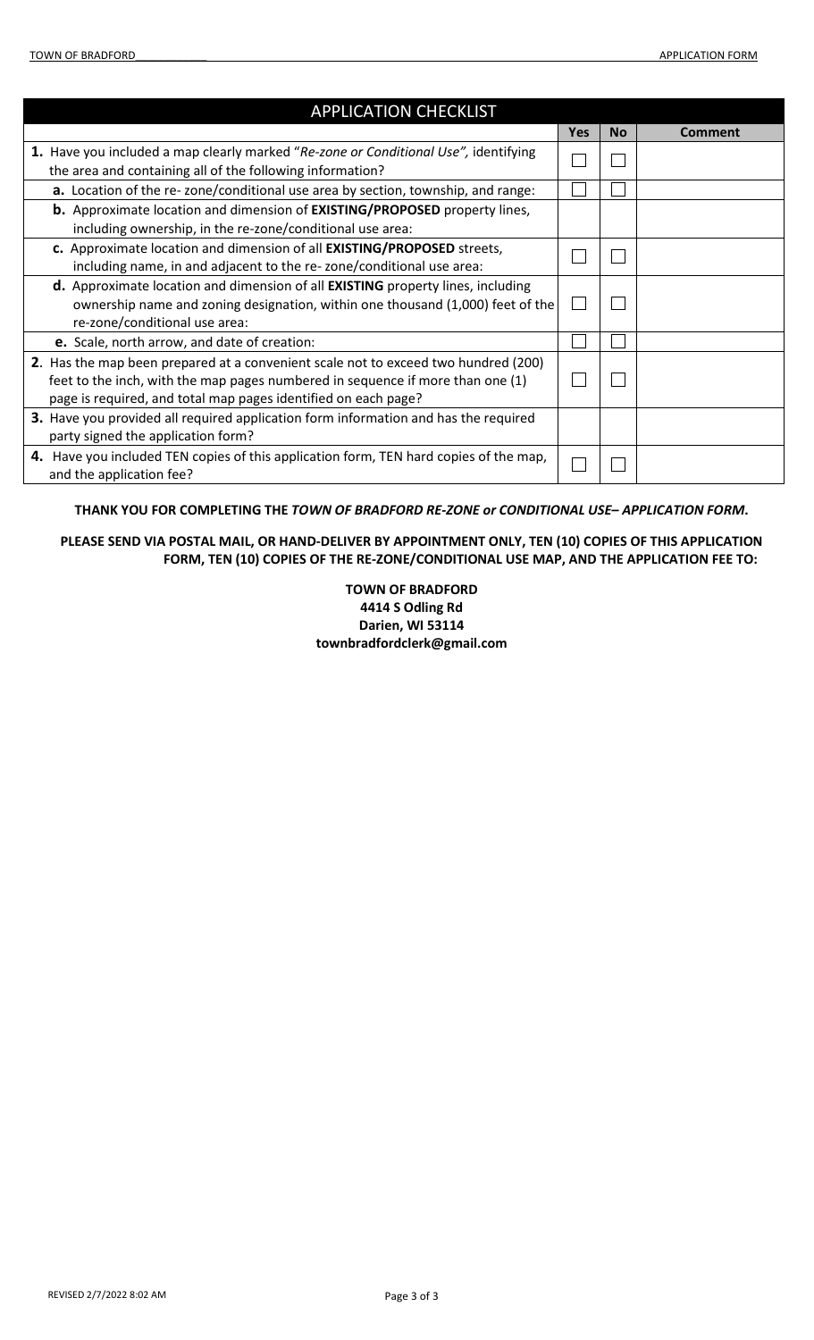| APPLICATION CHECKLIST | | | |
|---|---|---|---|
| | **Yes** | **No** | **Comment** |
| **1.** Have you included a map clearly marked "*Re-zone or Conditional Use",* identifying the area and containing all of the following information? | ☐ | ☐ | |
| **a.** Location of the re- zone/conditional use area by section, township, and range: | ☐ | ☐ | |
| **b.** Approximate location and dimension of **EXISTING/PROPOSED** property lines, including ownership, in the re-zone/conditional use area: | | | |
| **c.** Approximate location and dimension of all **EXISTING/PROPOSED** streets, including name, in and adjacent to the re- zone/conditional use area: | ☐ | ☐ | |
| **d.** Approximate location and dimension of all **EXISTING** property lines, including ownership name and zoning designation, within one thousand (1,000) feet of the re-zone/conditional use area: | ☐ | ☐ | |
| **e.** Scale, north arrow, and date of creation: | ☐ | ☐ | |
| **2**. Has the map been prepared at a convenient scale not to exceed two hundred (200) feet to the inch, with the map pages numbered in sequence if more than one (1) page is required, and total map pages identified on each page? | ☐ | ☐ | |
| **3.** Have you provided all required application form information and has the required party signed the application form? | | | |
| **4.** Have you included TEN copies of this application form, TEN hard copies of the map, and the application fee? | ☐ | ☐ | |

**THANK YOU FOR COMPLETING THE *TOWN OF BRADFORD RE-ZONE or CONDITIONAL USE– APPLICATION FORM*.**

**PLEASE SEND VIA POSTAL MAIL, OR HAND-DELIVER BY APPOINTMENT ONLY, TEN (10) COPIES OF THIS APPLICATION FORM, TEN (10) COPIES OF THE RE-ZONE/CONDITIONAL USE MAP, AND THE APPLICATION FEE TO:**

**TOWN OF BRADFORD**
**4414 S Odling Rd**
**Darien, WI 53114**
**townbradfordclerk@gmail.com**

REVISED 2/7/2022 8:02 AM